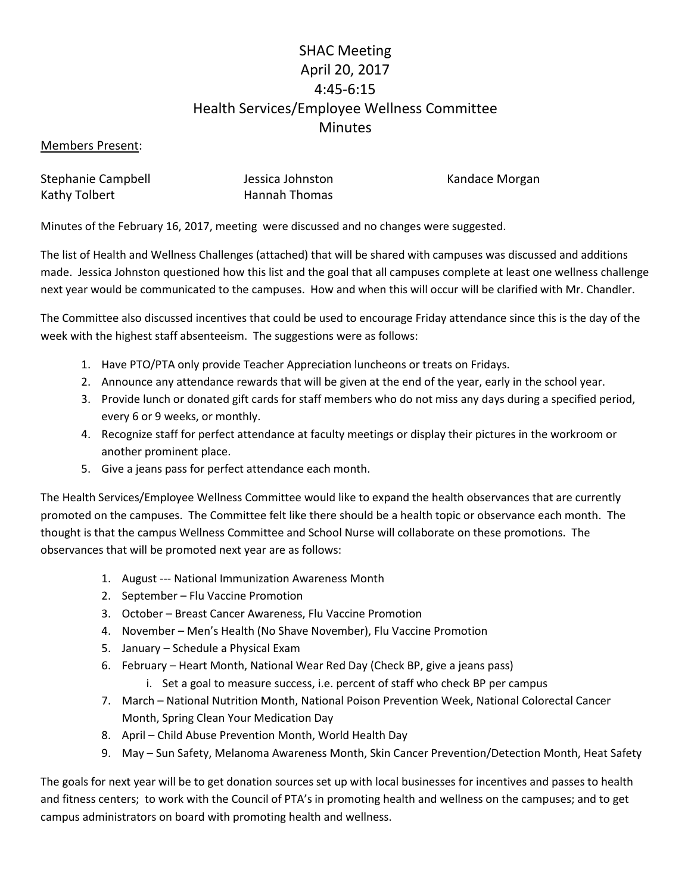# SHAC Meeting
# April 20, 2017
# 4:45-6:15
# Health Services/Employee Wellness Committee
# Minutes

<u>Members Present</u>:

Stephanie Campbell
Jessica Johnston
Kandace Morgan
Kathy Tolbert
Hannah Thomas

Minutes of the February 16, 2017, meeting were discussed and no changes were suggested.

The list of Health and Wellness Challenges (attached) that will be shared with campuses was discussed and additions made. Jessica Johnston questioned how this list and the goal that all campuses complete at least one wellness challenge next year would be communicated to the campuses. How and when this will occur will be clarified with Mr. Chandler.

The Committee also discussed incentives that could be used to encourage Friday attendance since this is the day of the week with the highest staff absenteeism. The suggestions were as follows:

1. Have PTO/PTA only provide Teacher Appreciation luncheons or treats on Fridays.
2. Announce any attendance rewards that will be given at the end of the year, early in the school year.
3. Provide lunch or donated gift cards for staff members who do not miss any days during a specified period, every 6 or 9 weeks, or monthly.
4. Recognize staff for perfect attendance at faculty meetings or display their pictures in the workroom or another prominent place.
5. Give a jeans pass for perfect attendance each month.

The Health Services/Employee Wellness Committee would like to expand the health observances that are currently promoted on the campuses. The Committee felt like there should be a health topic or observance each month. The thought is that the campus Wellness Committee and School Nurse will collaborate on these promotions. The observances that will be promoted next year are as follows:

1. August --- National Immunization Awareness Month
2. September – Flu Vaccine Promotion
3. October – Breast Cancer Awareness, Flu Vaccine Promotion
4. November – Men's Health (No Shave November), Flu Vaccine Promotion
5. January – Schedule a Physical Exam
6. February – Heart Month, National Wear Red Day (Check BP, give a jeans pass)
    i. Set a goal to measure success, i.e. percent of staff who check BP per campus
7. March – National Nutrition Month, National Poison Prevention Week, National Colorectal Cancer Month, Spring Clean Your Medication Day
8. April – Child Abuse Prevention Month, World Health Day
9. May – Sun Safety, Melanoma Awareness Month, Skin Cancer Prevention/Detection Month, Heat Safety

The goals for next year will be to get donation sources set up with local businesses for incentives and passes to health and fitness centers; to work with the Council of PTA's in promoting health and wellness on the campuses; and to get campus administrators on board with promoting health and wellness.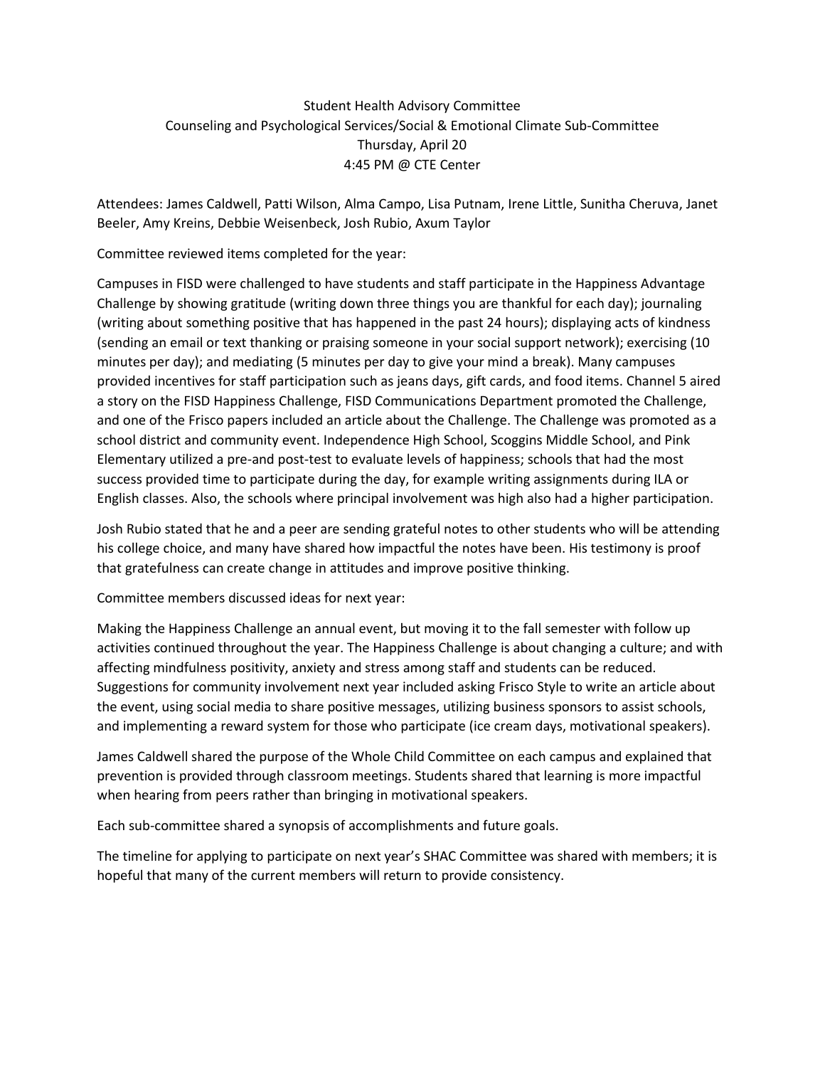Student Health Advisory Committee
Counseling and Psychological Services/Social & Emotional Climate Sub-Committee
Thursday, April 20
4:45 PM @ CTE Center

Attendees: James Caldwell, Patti Wilson, Alma Campo, Lisa Putnam, Irene Little, Sunitha Cheruva, Janet Beeler, Amy Kreins, Debbie Weisenbeck, Josh Rubio, Axum Taylor

Committee reviewed items completed for the year:

Campuses in FISD were challenged to have students and staff participate in the Happiness Advantage Challenge by showing gratitude (writing down three things you are thankful for each day); journaling (writing about something positive that has happened in the past 24 hours); displaying acts of kindness (sending an email or text thanking or praising someone in your social support network); exercising (10 minutes per day); and mediating (5 minutes per day to give your mind a break). Many campuses provided incentives for staff participation such as jeans days, gift cards, and food items. Channel 5 aired a story on the FISD Happiness Challenge, FISD Communications Department promoted the Challenge, and one of the Frisco papers included an article about the Challenge. The Challenge was promoted as a school district and community event. Independence High School, Scoggins Middle School, and Pink Elementary utilized a pre-and post-test to evaluate levels of happiness; schools that had the most success provided time to participate during the day, for example writing assignments during ILA or English classes. Also, the schools where principal involvement was high also had a higher participation.

Josh Rubio stated that he and a peer are sending grateful notes to other students who will be attending his college choice, and many have shared how impactful the notes have been. His testimony is proof that gratefulness can create change in attitudes and improve positive thinking.

Committee members discussed ideas for next year:

Making the Happiness Challenge an annual event, but moving it to the fall semester with follow up activities continued throughout the year. The Happiness Challenge is about changing a culture; and with affecting mindfulness positivity, anxiety and stress among staff and students can be reduced. Suggestions for community involvement next year included asking Frisco Style to write an article about the event, using social media to share positive messages, utilizing business sponsors to assist schools, and implementing a reward system for those who participate (ice cream days, motivational speakers).

James Caldwell shared the purpose of the Whole Child Committee on each campus and explained that prevention is provided through classroom meetings. Students shared that learning is more impactful when hearing from peers rather than bringing in motivational speakers.

Each sub-committee shared a synopsis of accomplishments and future goals.

The timeline for applying to participate on next year's SHAC Committee was shared with members; it is hopeful that many of the current members will return to provide consistency.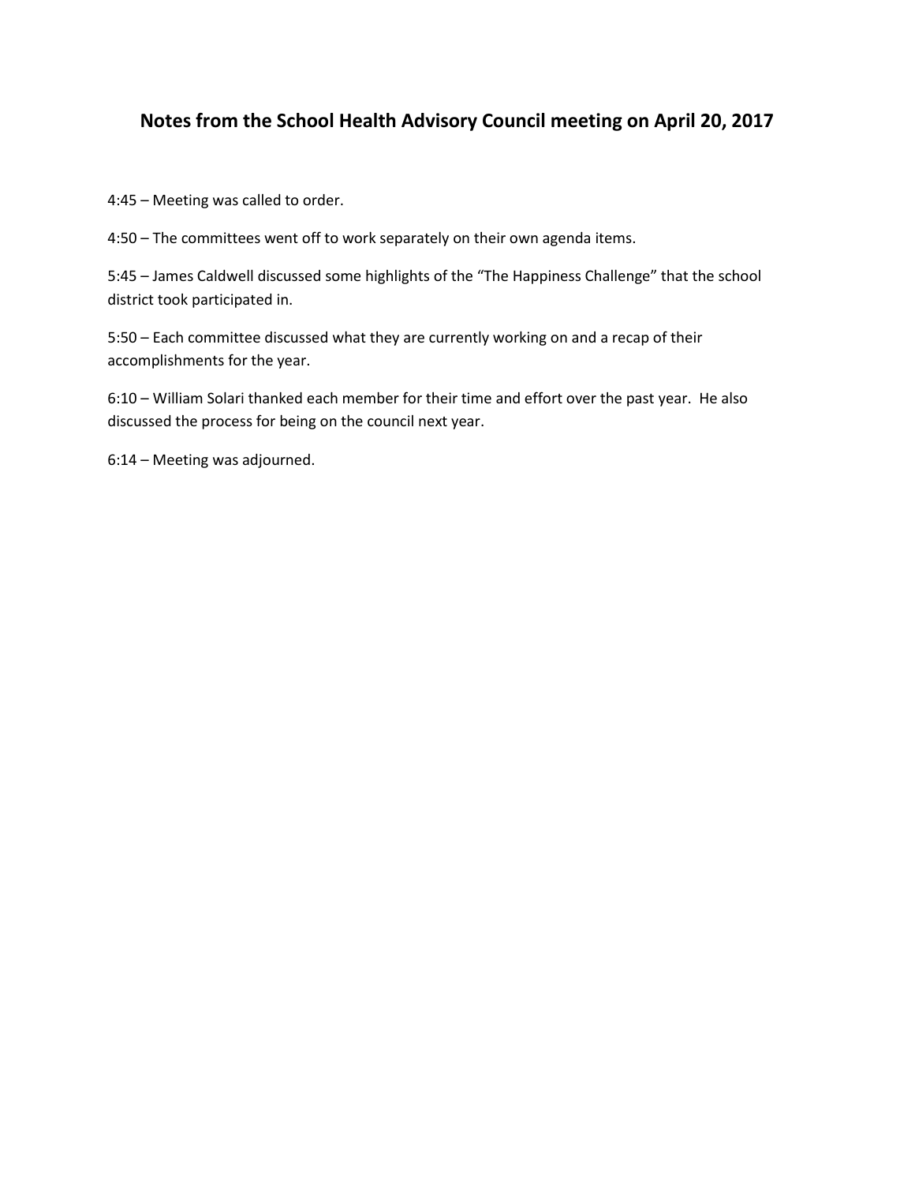# Notes from the School Health Advisory Council meeting on April 20, 2017

4:45 – Meeting was called to order.

4:50 – The committees went off to work separately on their own agenda items.

5:45 – James Caldwell discussed some highlights of the "The Happiness Challenge" that the school district took participated in.

5:50 – Each committee discussed what they are currently working on and a recap of their accomplishments for the year.

6:10 – William Solari thanked each member for their time and effort over the past year. He also discussed the process for being on the council next year.

6:14 – Meeting was adjourned.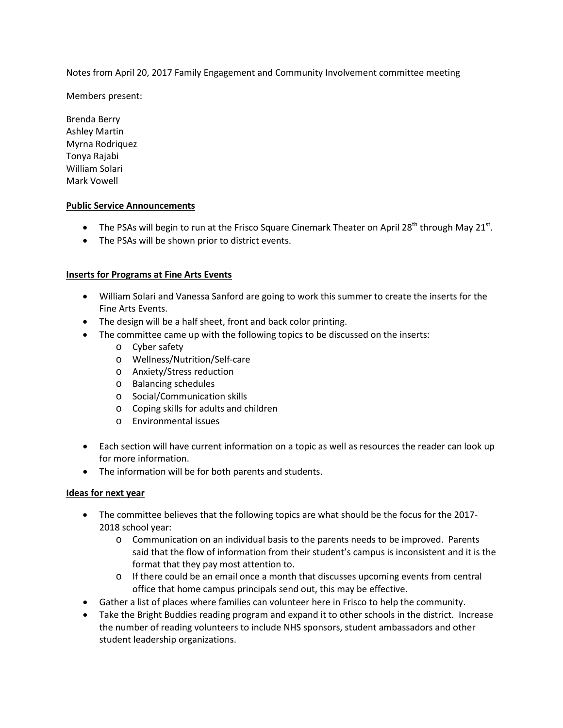Notes from April 20, 2017 Family Engagement and Community Involvement committee meeting

Members present:

Brenda Berry
Ashley Martin
Myrna Rodriquez
Tonya Rajabi
William Solari
Mark Vowell

**Public Service Announcements**

- The PSAs will begin to run at the Frisco Square Cinemark Theater on April 28th through May 21st.
- The PSAs will be shown prior to district events.

**Inserts for Programs at Fine Arts Events**

- William Solari and Vanessa Sanford are going to work this summer to create the inserts for the Fine Arts Events.
- The design will be a half sheet, front and back color printing.
- The committee came up with the following topics to be discussed on the inserts:
    - Cyber safety
    - Wellness/Nutrition/Self-care
    - Anxiety/Stress reduction
    - Balancing schedules
    - Social/Communication skills
    - Coping skills for adults and children
    - Environmental issues
- Each section will have current information on a topic as well as resources the reader can look up for more information.
- The information will be for both parents and students.

**Ideas for next year**

- The committee believes that the following topics are what should be the focus for the 2017-2018 school year:
    - Communication on an individual basis to the parents needs to be improved. Parents said that the flow of information from their student's campus is inconsistent and it is the format that they pay most attention to.
    - If there could be an email once a month that discusses upcoming events from central office that home campus principals send out, this may be effective.
- Gather a list of places where families can volunteer here in Frisco to help the community.
- Take the Bright Buddies reading program and expand it to other schools in the district. Increase the number of reading volunteers to include NHS sponsors, student ambassadors and other student leadership organizations.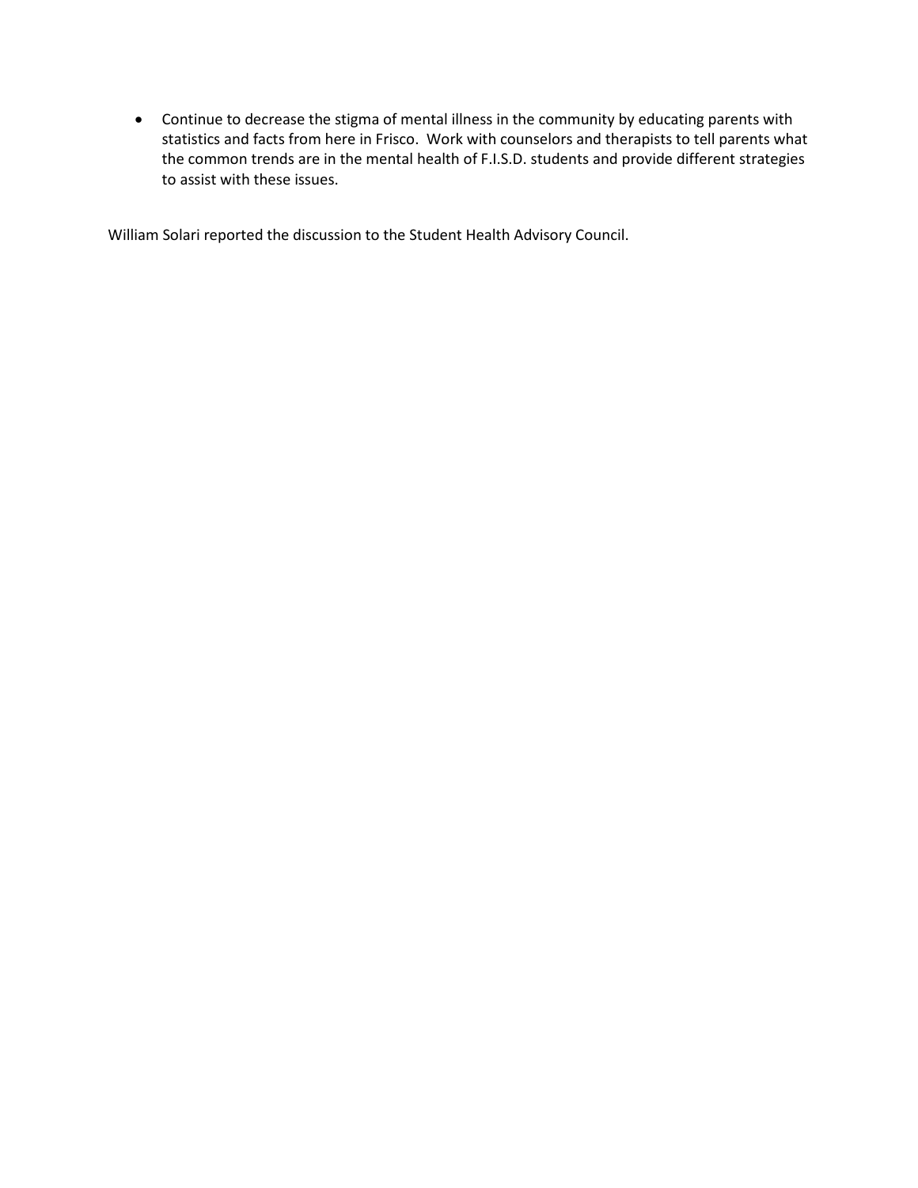- Continue to decrease the stigma of mental illness in the community by educating parents with statistics and facts from here in Frisco. Work with counselors and therapists to tell parents what the common trends are in the mental health of F.I.S.D. students and provide different strategies to assist with these issues.

William Solari reported the discussion to the Student Health Advisory Council.